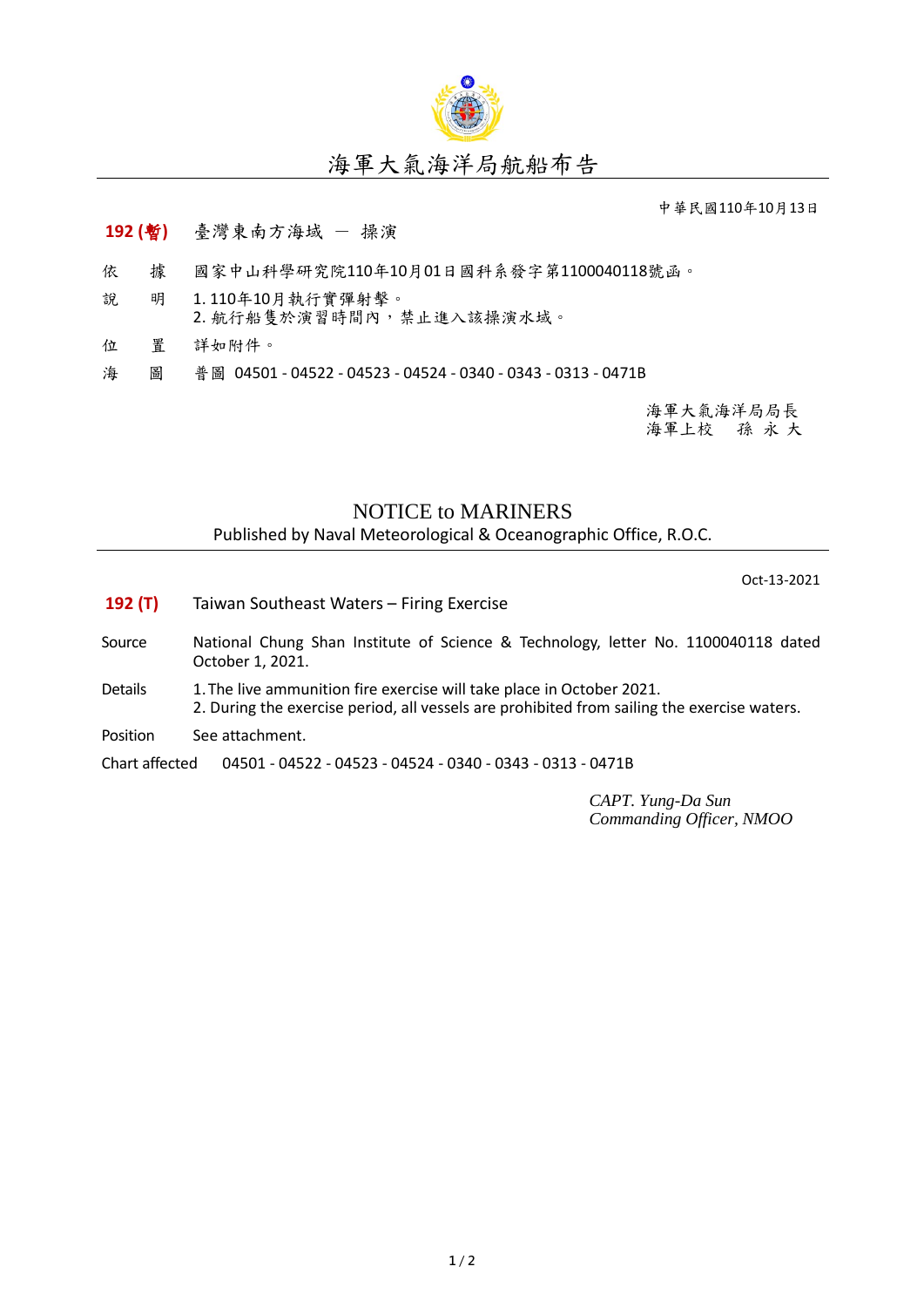# 海軍大氣海洋局航船布告

中華民國110年10月13日

**192 (暫)** 臺灣東南方海域 － 操演

依　　據　國家中山科學研究院110年10月01日國科系發字第1100040118號函。

說　　明　1. 110年10月執行實彈射擊。
2. 航行船隻於演習時間內，禁止進入該操演水域。

位　　置　詳如附件。

海　　圖　普圖 04501 - 04522 - 04523 - 04524 - 0340 - 0343 - 0313 - 0471B

海軍大氣海洋局局長
海軍上校　孫 永 大

## NOTICE to MARINERS

Published by Naval Meteorological & Oceanographic Office, R.O.C.

Oct-13-2021

**192 (T)** Taiwan Southeast Waters – Firing Exercise

Source　National Chung Shan Institute of Science & Technology, letter No. 1100040118 dated October 1, 2021.

Details　1. The live ammunition fire exercise will take place in October 2021.
2. During the exercise period, all vessels are prohibited from sailing the exercise waters.

Position　See attachment.

Chart affected　04501 - 04522 - 04523 - 04524 - 0340 - 0343 - 0313 - 0471B

*CAPT. Yung-Da Sun*
*Commanding Officer, NMOO*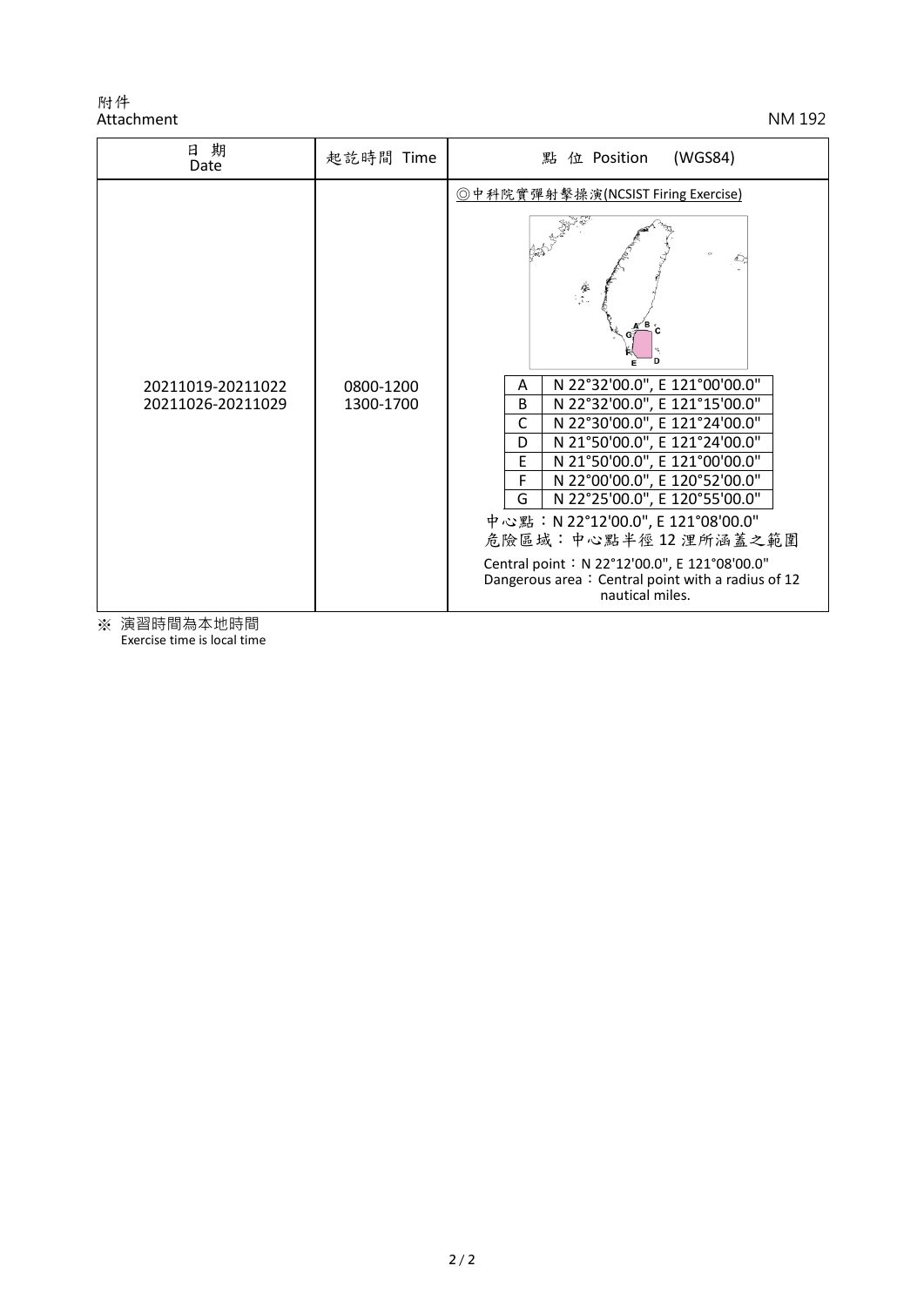附件
Attachment

NM 192

| 日 期<br>Date | 起訖時間 Time | 點 位 Position (WGS84) |
| --- | --- | --- |
| 20211019-20211022<br>20211026-20211029 | 0800-1200<br>1300-1700 | ◎中科院實彈射擊操演(NCSIST Firing Exercise)<br>A B C G F E D<br>A N 22°32'00.0", E 121°00'00.0"<br>B N 22°32'00.0", E 121°15'00.0"<br>C N 22°30'00.0", E 121°24'00.0"<br>D N 21°50'00.0", E 121°24'00.0"<br>E N 21°50'00.0", E 121°00'00.0"<br>F N 22°00'00.0", E 120°52'00.0"<br>G N 22°25'00.0", E 120°55'00.0"<br>中心點：N 22°12'00.0", E 121°08'00.0"<br>危險區域：中心點半徑 12 浬所涵蓋之範圍<br>Central point：N 22°12'00.0", E 121°08'00.0"<br>Dangerous area：Central point with a radius of 12 nautical miles. |

※ 演習時間為本地時間
Exercise time is local time